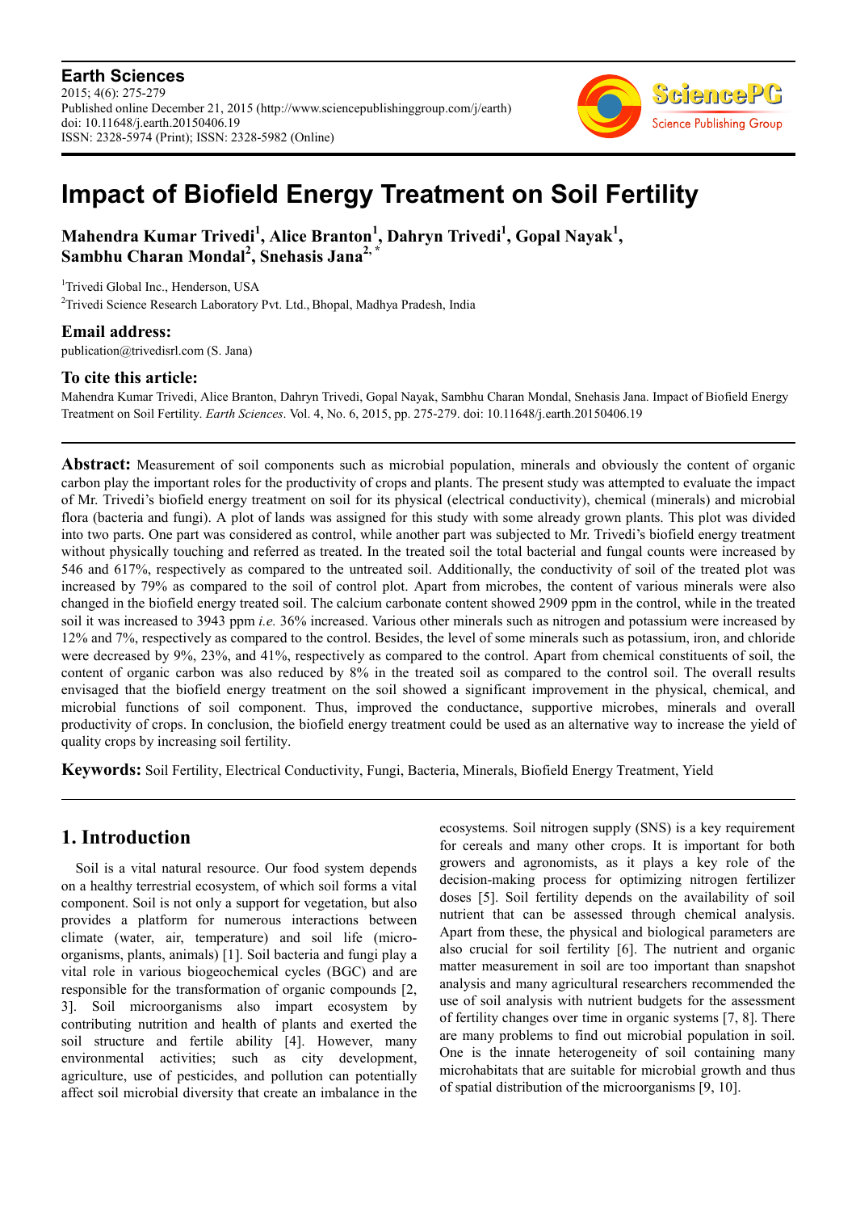**Earth Sciences**
2015; 4(6): 275-279
Published online December 21, 2015 (http://www.sciencepublishinggroup.com/j/earth)
doi: 10.11648/j.earth.20150406.19
ISSN: 2328-5974 (Print); ISSN: 2328-5982 (Online)

# Impact of Biofield Energy Treatment on Soil Fertility

**Mahendra Kumar Trivedi[1], Alice Branton[1], Dahryn Trivedi[1], Gopal Nayak[1], Sambhu Charan Mondal[2], Snehasis Jana[2, *]**

[1]Trivedi Global Inc., Henderson, USA

[2]Trivedi Science Research Laboratory Pvt. Ltd., Bhopal, Madhya Pradesh, India

### Email address:

publication@trivedisrl.com (S. Jana)

### To cite this article:

Mahendra Kumar Trivedi, Alice Branton, Dahryn Trivedi, Gopal Nayak, Sambhu Charan Mondal, Snehasis Jana. Impact of Biofield Energy Treatment on Soil Fertility. *Earth Sciences*. Vol. 4, No. 6, 2015, pp. 275-279. doi: 10.11648/j.earth.20150406.19

---

**Abstract:** Measurement of soil components such as microbial population, minerals and obviously the content of organic carbon play the important roles for the productivity of crops and plants. The present study was attempted to evaluate the impact of Mr. Trivedi's biofield energy treatment on soil for its physical (electrical conductivity), chemical (minerals) and microbial flora (bacteria and fungi). A plot of lands was assigned for this study with some already grown plants. This plot was divided into two parts. One part was considered as control, while another part was subjected to Mr. Trivedi's biofield energy treatment without physically touching and referred as treated. In the treated soil the total bacterial and fungal counts were increased by 546 and 617%, respectively as compared to the untreated soil. Additionally, the conductivity of soil of the treated plot was increased by 79% as compared to the soil of control plot. Apart from microbes, the content of various minerals were also changed in the biofield energy treated soil. The calcium carbonate content showed 2909 ppm in the control, while in the treated soil it was increased to 3943 ppm *i.e.* 36% increased. Various other minerals such as nitrogen and potassium were increased by 12% and 7%, respectively as compared to the control. Besides, the level of some minerals such as potassium, iron, and chloride were decreased by 9%, 23%, and 41%, respectively as compared to the control. Apart from chemical constituents of soil, the content of organic carbon was also reduced by 8% in the treated soil as compared to the control soil. The overall results envisaged that the biofield energy treatment on the soil showed a significant improvement in the physical, chemical, and microbial functions of soil component. Thus, improved the conductance, supportive microbes, minerals and overall productivity of crops. In conclusion, the biofield energy treatment could be used as an alternative way to increase the yield of quality crops by increasing soil fertility.

**Keywords:** Soil Fertility, Electrical Conductivity, Fungi, Bacteria, Minerals, Biofield Energy Treatment, Yield

---

## 1. Introduction

Soil is a vital natural resource. Our food system depends on a healthy terrestrial ecosystem, of which soil forms a vital component. Soil is not only a support for vegetation, but also provides a platform for numerous interactions between climate (water, air, temperature) and soil life (micro-organisms, plants, animals) [1]. Soil bacteria and fungi play a vital role in various biogeochemical cycles (BGC) and are responsible for the transformation of organic compounds [2, 3]. Soil microorganisms also impart ecosystem by contributing nutrition and health of plants and exerted the soil structure and fertile ability [4]. However, many environmental activities; such as city development, agriculture, use of pesticides, and pollution can potentially affect soil microbial diversity that create an imbalance in the ecosystems. Soil nitrogen supply (SNS) is a key requirement for cereals and many other crops. It is important for both growers and agronomists, as it plays a key role of the decision-making process for optimizing nitrogen fertilizer doses [5]. Soil fertility depends on the availability of soil nutrient that can be assessed through chemical analysis. Apart from these, the physical and biological parameters are also crucial for soil fertility [6]. The nutrient and organic matter measurement in soil are too important than snapshot analysis and many agricultural researchers recommended the use of soil analysis with nutrient budgets for the assessment of fertility changes over time in organic systems [7, 8]. There are many problems to find out microbial population in soil. One is the innate heterogeneity of soil containing many microhabitats that are suitable for microbial growth and thus of spatial distribution of the microorganisms [9, 10].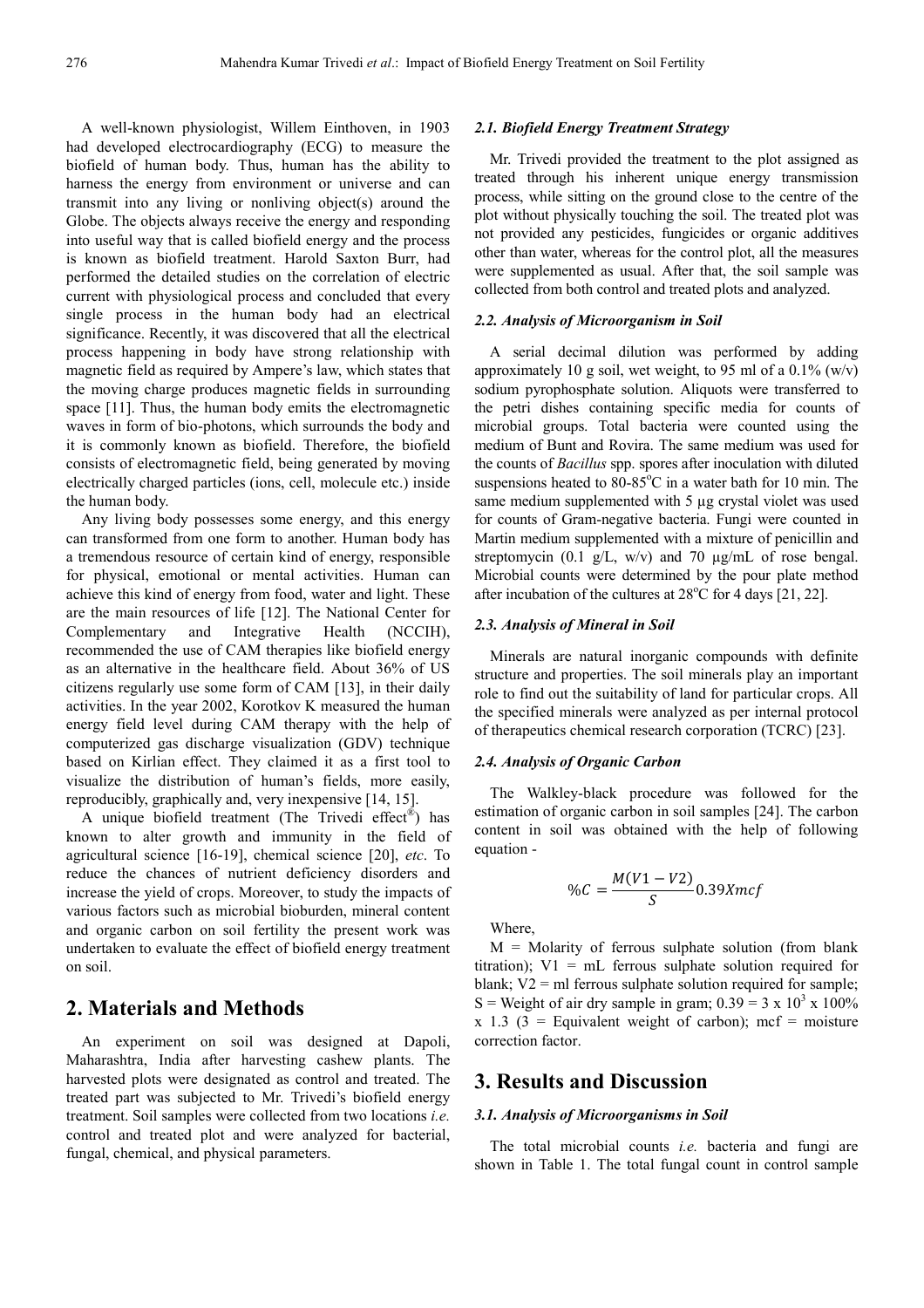A well-known physiologist, Willem Einthoven, in 1903 had developed electrocardiography (ECG) to measure the biofield of human body. Thus, human has the ability to harness the energy from environment or universe and can transmit into any living or nonliving object(s) around the Globe. The objects always receive the energy and responding into useful way that is called biofield energy and the process is known as biofield treatment. Harold Saxton Burr, had performed the detailed studies on the correlation of electric current with physiological process and concluded that every single process in the human body had an electrical significance. Recently, it was discovered that all the electrical process happening in body have strong relationship with magnetic field as required by Ampere's law, which states that the moving charge produces magnetic fields in surrounding space [11]. Thus, the human body emits the electromagnetic waves in form of bio-photons, which surrounds the body and it is commonly known as biofield. Therefore, the biofield consists of electromagnetic field, being generated by moving electrically charged particles (ions, cell, molecule etc.) inside the human body.

Any living body possesses some energy, and this energy can transformed from one form to another. Human body has a tremendous resource of certain kind of energy, responsible for physical, emotional or mental activities. Human can achieve this kind of energy from food, water and light. These are the main resources of life [12]. The National Center for Complementary and Integrative Health (NCCIH), recommended the use of CAM therapies like biofield energy as an alternative in the healthcare field. About 36% of US citizens regularly use some form of CAM [13], in their daily activities. In the year 2002, Korotkov K measured the human energy field level during CAM therapy with the help of computerized gas discharge visualization (GDV) technique based on Kirlian effect. They claimed it as a first tool to visualize the distribution of human's fields, more easily, reproducibly, graphically and, very inexpensive [14, 15].

A unique biofield treatment (The Trivedi effect®) has known to alter growth and immunity in the field of agricultural science [16-19], chemical science [20], *etc*. To reduce the chances of nutrient deficiency disorders and increase the yield of crops. Moreover, to study the impacts of various factors such as microbial bioburden, mineral content and organic carbon on soil fertility the present work was undertaken to evaluate the effect of biofield energy treatment on soil.

## 2. Materials and Methods

An experiment on soil was designed at Dapoli, Maharashtra, India after harvesting cashew plants. The harvested plots were designated as control and treated. The treated part was subjected to Mr. Trivedi's biofield energy treatment. Soil samples were collected from two locations *i.e.* control and treated plot and were analyzed for bacterial, fungal, chemical, and physical parameters.

### 2.1. Biofield Energy Treatment Strategy

Mr. Trivedi provided the treatment to the plot assigned as treated through his inherent unique energy transmission process, while sitting on the ground close to the centre of the plot without physically touching the soil. The treated plot was not provided any pesticides, fungicides or organic additives other than water, whereas for the control plot, all the measures were supplemented as usual. After that, the soil sample was collected from both control and treated plots and analyzed.

### 2.2. Analysis of Microorganism in Soil

A serial decimal dilution was performed by adding approximately 10 g soil, wet weight, to 95 ml of a 0.1% (w/v) sodium pyrophosphate solution. Aliquots were transferred to the petri dishes containing specific media for counts of microbial groups. Total bacteria were counted using the medium of Bunt and Rovira. The same medium was used for the counts of *Bacillus* spp. spores after inoculation with diluted suspensions heated to 80-85°C in a water bath for 10 min. The same medium supplemented with 5 µg crystal violet was used for counts of Gram-negative bacteria. Fungi were counted in Martin medium supplemented with a mixture of penicillin and streptomycin (0.1 g/L, w/v) and 70 µg/mL of rose bengal. Microbial counts were determined by the pour plate method after incubation of the cultures at 28°C for 4 days [21, 22].

### 2.3. Analysis of Mineral in Soil

Minerals are natural inorganic compounds with definite structure and properties. The soil minerals play an important role to find out the suitability of land for particular crops. All the specified minerals were analyzed as per internal protocol of therapeutics chemical research corporation (TCRC) [23].

### 2.4. Analysis of Organic Carbon

The Walkley-black procedure was followed for the estimation of organic carbon in soil samples [24]. The carbon content in soil was obtained with the help of following equation -

$$\%C = \frac{M(V1 - V2)}{S} 0.39Xmcf$$

Where,

M = Molarity of ferrous sulphate solution (from blank titration); V1 = mL ferrous sulphate solution required for blank; V2 = ml ferrous sulphate solution required for sample; S = Weight of air dry sample in gram; $0.39 = 3 \times 10^3 \times 100\% \times 1.3$ (3 = Equivalent weight of carbon); mcf = moisture correction factor.

## 3. Results and Discussion

### 3.1. Analysis of Microorganisms in Soil

The total microbial counts *i.e.* bacteria and fungi are shown in Table 1. The total fungal count in control sample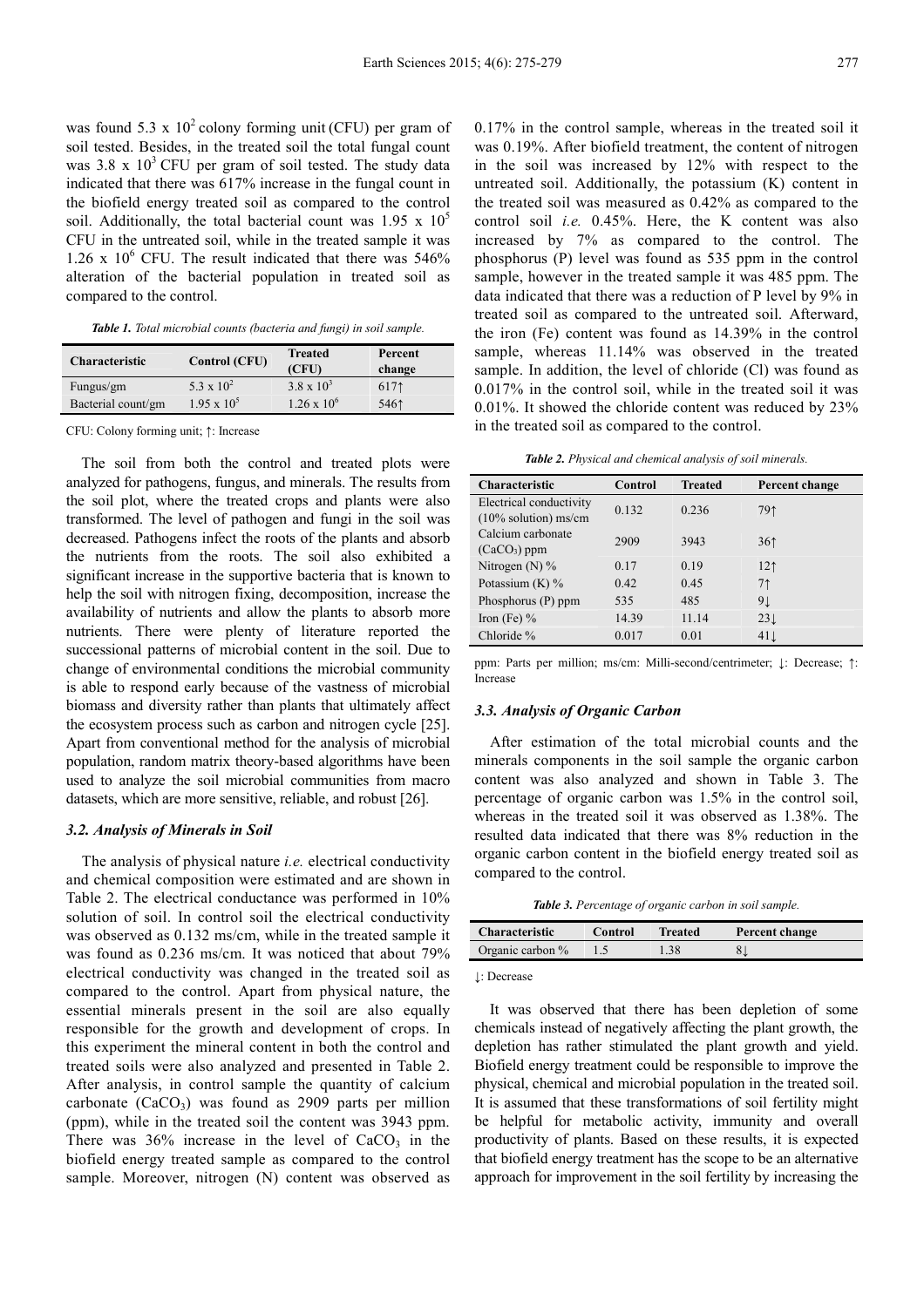was found $5.3 \times 10^2$ colony forming unit (CFU) per gram of soil tested. Besides, in the treated soil the total fungal count was $3.8 \times 10^3$ CFU per gram of soil tested. The study data indicated that there was 617% increase in the fungal count in the biofield energy treated soil as compared to the control soil. Additionally, the total bacterial count was $1.95 \times 10^5$ CFU in the untreated soil, while in the treated sample it was $1.26 \times 10^6$ CFU. The result indicated that there was 546% alteration of the bacterial population in treated soil as compared to the control.

*Table 1. Total microbial counts (bacteria and fungi) in soil sample.*

| Characteristic | Control (CFU) | Treated (CFU) | Percent change |
|---|---|---|---|
| Fungus/gm | $5.3 \times 10^2$ | $3.8 \times 10^3$ | 617↑ |
| Bacterial count/gm | $1.95 \times 10^5$ | $1.26 \times 10^6$ | 546↑ |

CFU: Colony forming unit; ↑: Increase

The soil from both the control and treated plots were analyzed for pathogens, fungus, and minerals. The results from the soil plot, where the treated crops and plants were also transformed. The level of pathogen and fungi in the soil was decreased. Pathogens infect the roots of the plants and absorb the nutrients from the roots. The soil also exhibited a significant increase in the supportive bacteria that is known to help the soil with nitrogen fixing, decomposition, increase the availability of nutrients and allow the plants to absorb more nutrients. There were plenty of literature reported the successional patterns of microbial content in the soil. Due to change of environmental conditions the microbial community is able to respond early because of the vastness of microbial biomass and diversity rather than plants that ultimately affect the ecosystem process such as carbon and nitrogen cycle [25]. Apart from conventional method for the analysis of microbial population, random matrix theory-based algorithms have been used to analyze the soil microbial communities from macro datasets, which are more sensitive, reliable, and robust [26].

### 3.2. Analysis of Minerals in Soil

The analysis of physical nature *i.e.* electrical conductivity and chemical composition were estimated and are shown in Table 2. The electrical conductance was performed in 10% solution of soil. In control soil the electrical conductivity was observed as 0.132 ms/cm, while in the treated sample it was found as 0.236 ms/cm. It was noticed that about 79% electrical conductivity was changed in the treated soil as compared to the control. Apart from physical nature, the essential minerals present in the soil are also equally responsible for the growth and development of crops. In this experiment the mineral content in both the control and treated soils were also analyzed and presented in Table 2. After analysis, in control sample the quantity of calcium carbonate ($CaCO_3$) was found as 2909 parts per million (ppm), while in the treated soil the content was 3943 ppm. There was 36% increase in the level of $CaCO_3$ in the biofield energy treated sample as compared to the control sample. Moreover, nitrogen (N) content was observed as 0.17% in the control sample, whereas in the treated soil it was 0.19%. After biofield treatment, the content of nitrogen in the soil was increased by 12% with respect to the untreated soil. Additionally, the potassium (K) content in the treated soil was measured as 0.42% as compared to the control soil *i.e.* 0.45%. Here, the K content was also increased by 7% as compared to the control. The phosphorus (P) level was found as 535 ppm in the control sample, however in the treated sample it was 485 ppm. The data indicated that there was a reduction of P level by 9% in treated soil as compared to the untreated soil. Afterward, the iron (Fe) content was found as 14.39% in the control sample, whereas 11.14% was observed in the treated sample. In addition, the level of chloride (Cl) was found as 0.017% in the control soil, while in the treated soil it was 0.01%. It showed the chloride content was reduced by 23% in the treated soil as compared to the control.

*Table 2. Physical and chemical analysis of soil minerals.*

| Characteristic | Control | Treated | Percent change |
|---|---|---|---|
| Electrical conductivity (10% solution) ms/cm | 0.132 | 0.236 | 79↑ |
| Calcium carbonate ($CaCO_3$) ppm | 2909 | 3943 | 36↑ |
| Nitrogen (N) % | 0.17 | 0.19 | 12↑ |
| Potassium (K) % | 0.42 | 0.45 | 7↑ |
| Phosphorus (P) ppm | 535 | 485 | 9↓ |
| Iron (Fe) % | 14.39 | 11.14 | 23↓ |
| Chloride % | 0.017 | 0.01 | 41↓ |

ppm: Parts per million; ms/cm: Milli-second/centrimeter; ↓: Decrease; ↑: Increase

### 3.3. Analysis of Organic Carbon

After estimation of the total microbial counts and the minerals components in the soil sample the organic carbon content was also analyzed and shown in Table 3. The percentage of organic carbon was 1.5% in the control soil, whereas in the treated soil it was observed as 1.38%. The resulted data indicated that there was 8% reduction in the organic carbon content in the biofield energy treated soil as compared to the control.

*Table 3. Percentage of organic carbon in soil sample.*

| Characteristic | Control | Treated | Percent change |
|---|---|---|---|
| Organic carbon % | 1.5 | 1.38 | 8↓ |

↓: Decrease

It was observed that there has been depletion of some chemicals instead of negatively affecting the plant growth, the depletion has rather stimulated the plant growth and yield. Biofield energy treatment could be responsible to improve the physical, chemical and microbial population in the treated soil. It is assumed that these transformations of soil fertility might be helpful for metabolic activity, immunity and overall productivity of plants. Based on these results, it is expected that biofield energy treatment has the scope to be an alternative approach for improvement in the soil fertility by increasing the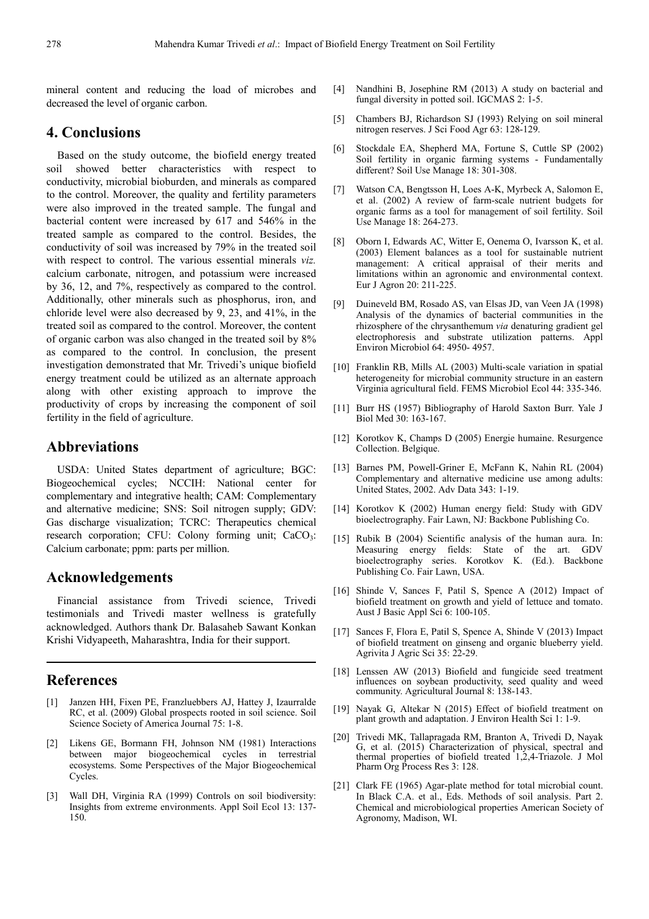mineral content and reducing the load of microbes and decreased the level of organic carbon.

## 4. Conclusions

Based on the study outcome, the biofield energy treated soil showed better characteristics with respect to conductivity, microbial bioburden, and minerals as compared to the control. Moreover, the quality and fertility parameters were also improved in the treated sample. The fungal and bacterial content were increased by 617 and 546% in the treated sample as compared to the control. Besides, the conductivity of soil was increased by 79% in the treated soil with respect to control. The various essential minerals *viz.* calcium carbonate, nitrogen, and potassium were increased by 36, 12, and 7%, respectively as compared to the control. Additionally, other minerals such as phosphorus, iron, and chloride level were also decreased by 9, 23, and 41%, in the treated soil as compared to the control. Moreover, the content of organic carbon was also changed in the treated soil by 8% as compared to the control. In conclusion, the present investigation demonstrated that Mr. Trivedi's unique biofield energy treatment could be utilized as an alternate approach along with other existing approach to improve the productivity of crops by increasing the component of soil fertility in the field of agriculture.

## Abbreviations

USDA: United States department of agriculture; BGC: Biogeochemical cycles; NCCIH: National center for complementary and integrative health; CAM: Complementary and alternative medicine; SNS: Soil nitrogen supply; GDV: Gas discharge visualization; TCRC: Therapeutics chemical research corporation; CFU: Colony forming unit; $CaCO_3$: Calcium carbonate; ppm: parts per million.

## Acknowledgements

Financial assistance from Trivedi science, Trivedi testimonials and Trivedi master wellness is gratefully acknowledged. Authors thank Dr. Balasaheb Sawant Konkan Krishi Vidyapeeth, Maharashtra, India for their support.

## References

[1] Janzen HH, Fixen PE, Franzluebbers AJ, Hattey J, Izaurralde RC, et al. (2009) Global prospects rooted in soil science. Soil Science Society of America Journal 75: 1-8.

[2] Likens GE, Bormann FH, Johnson NM (1981) Interactions between major biogeochemical cycles in terrestrial ecosystems. Some Perspectives of the Major Biogeochemical Cycles.

[3] Wall DH, Virginia RA (1999) Controls on soil biodiversity: Insights from extreme environments. Appl Soil Ecol 13: 137-150.

[4] Nandhini B, Josephine RM (2013) A study on bacterial and fungal diversity in potted soil. IGCMAS 2: 1-5.

[5] Chambers BJ, Richardson SJ (1993) Relying on soil mineral nitrogen reserves. J Sci Food Agr 63: 128-129.

[6] Stockdale EA, Shepherd MA, Fortune S, Cuttle SP (2002) Soil fertility in organic farming systems - Fundamentally different? Soil Use Manage 18: 301-308.

[7] Watson CA, Bengtsson H, Loes A-K, Myrbeck A, Salomon E, et al. (2002) A review of farm-scale nutrient budgets for organic farms as a tool for management of soil fertility. Soil Use Manage 18: 264-273.

[8] Oborn I, Edwards AC, Witter E, Oenema O, Ivarsson K, et al. (2003) Element balances as a tool for sustainable nutrient management: A critical appraisal of their merits and limitations within an agronomic and environmental context. Eur J Agron 20: 211-225.

[9] Duineveld BM, Rosado AS, van Elsas JD, van Veen JA (1998) Analysis of the dynamics of bacterial communities in the rhizosphere of the chrysanthemum *via* denaturing gradient gel electrophoresis and substrate utilization patterns. Appl Environ Microbiol 64: 4950- 4957.

[10] Franklin RB, Mills AL (2003) Multi-scale variation in spatial heterogeneity for microbial community structure in an eastern Virginia agricultural field. FEMS Microbiol Ecol 44: 335-346.

[11] Burr HS (1957) Bibliography of Harold Saxton Burr. Yale J Biol Med 30: 163-167.

[12] Korotkov K, Champs D (2005) Energie humaine. Resurgence Collection. Belgique.

[13] Barnes PM, Powell-Griner E, McFann K, Nahin RL (2004) Complementary and alternative medicine use among adults: United States, 2002. Adv Data 343: 1-19.

[14] Korotkov K (2002) Human energy field: Study with GDV bioelectrography. Fair Lawn, NJ: Backbone Publishing Co.

[15] Rubik B (2004) Scientific analysis of the human aura. In: Measuring energy fields: State of the art. GDV bioelectrography series. Korotkov K. (Ed.). Backbone Publishing Co. Fair Lawn, USA.

[16] Shinde V, Sances F, Patil S, Spence A (2012) Impact of biofield treatment on growth and yield of lettuce and tomato. Aust J Basic Appl Sci 6: 100-105.

[17] Sances F, Flora E, Patil S, Spence A, Shinde V (2013) Impact of biofield treatment on ginseng and organic blueberry yield. Agrivita J Agric Sci 35: 22-29.

[18] Lenssen AW (2013) Biofield and fungicide seed treatment influences on soybean productivity, seed quality and weed community. Agricultural Journal 8: 138-143.

[19] Nayak G, Altekar N (2015) Effect of biofield treatment on plant growth and adaptation. J Environ Health Sci 1: 1-9.

[20] Trivedi MK, Tallapragada RM, Branton A, Trivedi D, Nayak G, et al. (2015) Characterization of physical, spectral and thermal properties of biofield treated 1,2,4-Triazole. J Mol Pharm Org Process Res 3: 128.

[21] Clark FE (1965) Agar-plate method for total microbial count. In Black C.A. et al., Eds. Methods of soil analysis. Part 2. Chemical and microbiological properties American Society of Agronomy, Madison, WI.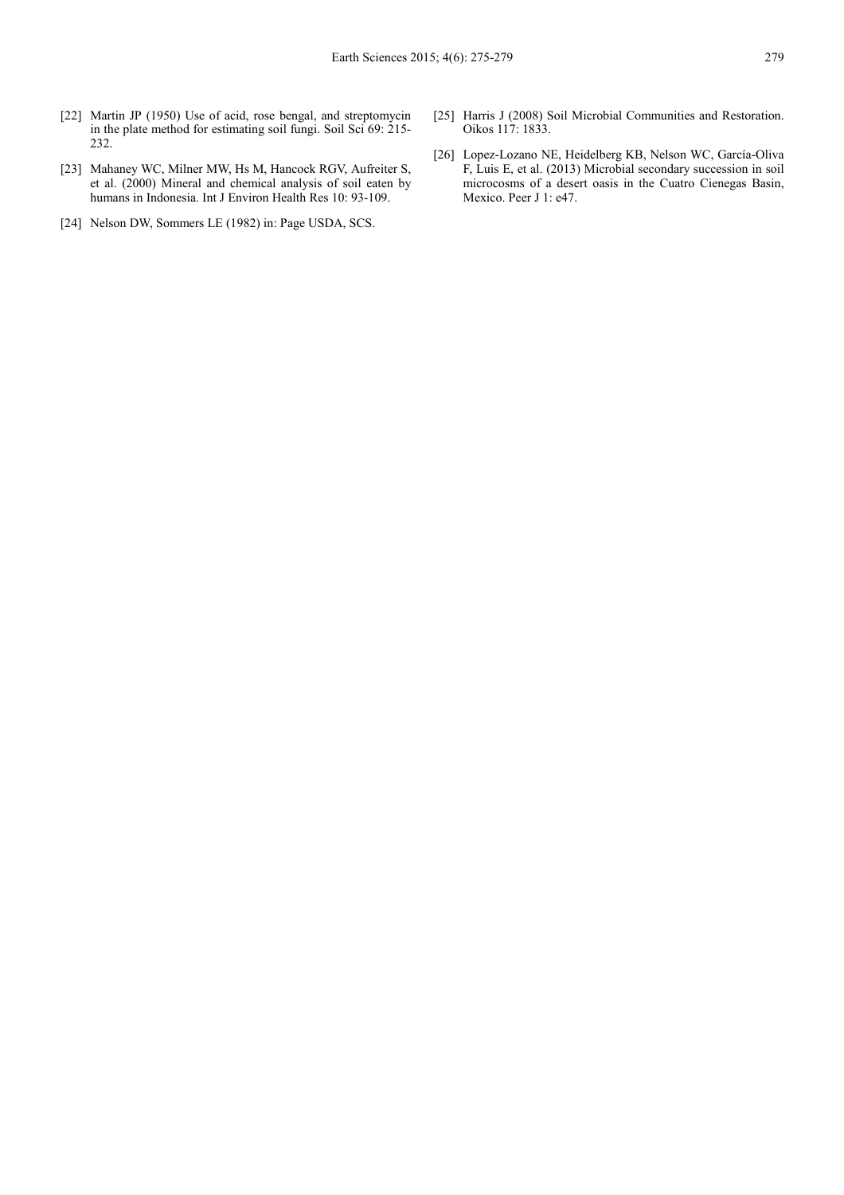[22] Martin JP (1950) Use of acid, rose bengal, and streptomycin in the plate method for estimating soil fungi. Soil Sci 69: 215-232.

[23] Mahaney WC, Milner MW, Hs M, Hancock RGV, Aufreiter S, et al. (2000) Mineral and chemical analysis of soil eaten by humans in Indonesia. Int J Environ Health Res 10: 93-109.

[24] Nelson DW, Sommers LE (1982) in: Page USDA, SCS.

[25] Harris J (2008) Soil Microbial Communities and Restoration. Oikos 117: 1833.

[26] Lopez-Lozano NE, Heidelberg KB, Nelson WC, García-Oliva F, Luis E, et al. (2013) Microbial secondary succession in soil microcosms of a desert oasis in the Cuatro Cienegas Basin, Mexico. Peer J 1: e47.